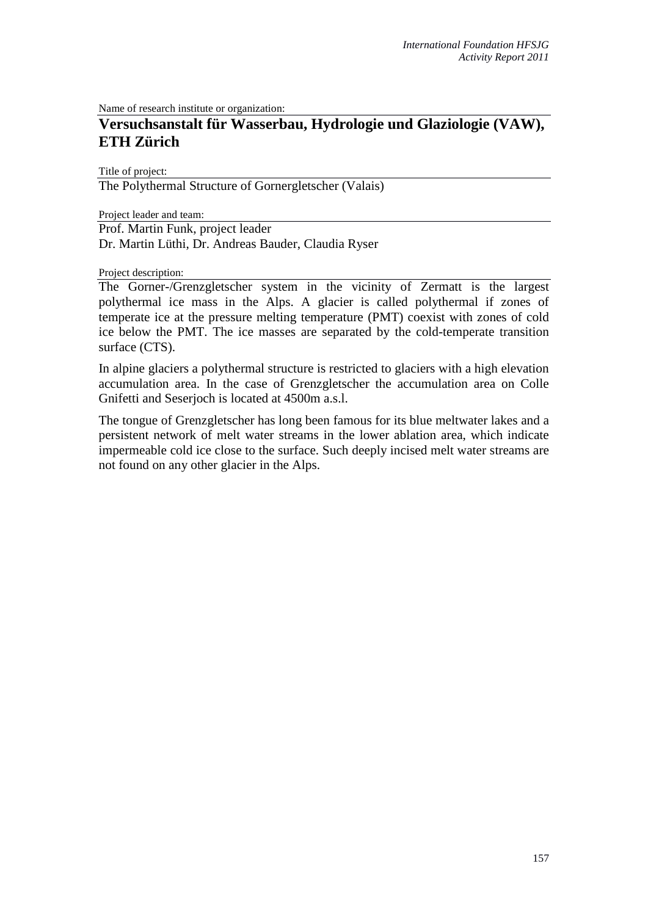Name of research institute or organization:

# Versuchsanstalt für Wasserbau, Hydrologie und Glaziologie (VAW), ETH Zürich

Title of project:

The Polythermal Structure of Gornergletscher (Valais)

Project leader and team:

Prof. Martin Funk, project leader
Dr. Martin Lüthi, Dr. Andreas Bauder, Claudia Ryser

Project description:

The Gorner-/Grenzgletscher system in the vicinity of Zermatt is the largest polythermal ice mass in the Alps. A glacier is called polythermal if zones of temperate ice at the pressure melting temperature (PMT) coexist with zones of cold ice below the PMT. The ice masses are separated by the cold-temperate transition surface (CTS).

In alpine glaciers a polythermal structure is restricted to glaciers with a high elevation accumulation area. In the case of Grenzgletscher the accumulation area on Colle Gnifetti and Seserjoch is located at 4500m a.s.l.

The tongue of Grenzgletscher has long been famous for its blue meltwater lakes and a persistent network of melt water streams in the lower ablation area, which indicate impermeable cold ice close to the surface. Such deeply incised melt water streams are not found on any other glacier in the Alps.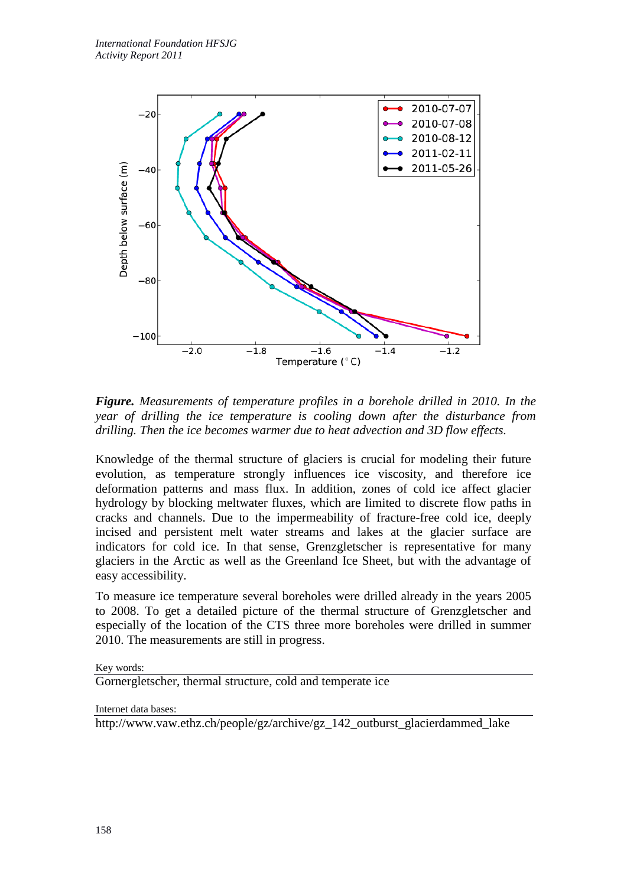***Figure.*** *Measurements of temperature profiles in a borehole drilled in 2010. In the year of drilling the ice temperature is cooling down after the disturbance from drilling. Then the ice becomes warmer due to heat advection and 3D flow effects.*

Knowledge of the thermal structure of glaciers is crucial for modeling their future evolution, as temperature strongly influences ice viscosity, and therefore ice deformation patterns and mass flux. In addition, zones of cold ice affect glacier hydrology by blocking meltwater fluxes, which are limited to discrete flow paths in cracks and channels. Due to the impermeability of fracture-free cold ice, deeply incised and persistent melt water streams and lakes at the glacier surface are indicators for cold ice. In that sense, Grenzgletscher is representative for many glaciers in the Arctic as well as the Greenland Ice Sheet, but with the advantage of easy accessibility.

To measure ice temperature several boreholes were drilled already in the years 2005 to 2008. To get a detailed picture of the thermal structure of Grenzgletscher and especially of the location of the CTS three more boreholes were drilled in summer 2010. The measurements are still in progress.

Key words:

Gornergletscher, thermal structure, cold and temperate ice

Internet data bases:

http://www.vaw.ethz.ch/people/gz/archive/gz_142_outburst_glacierdammed_lake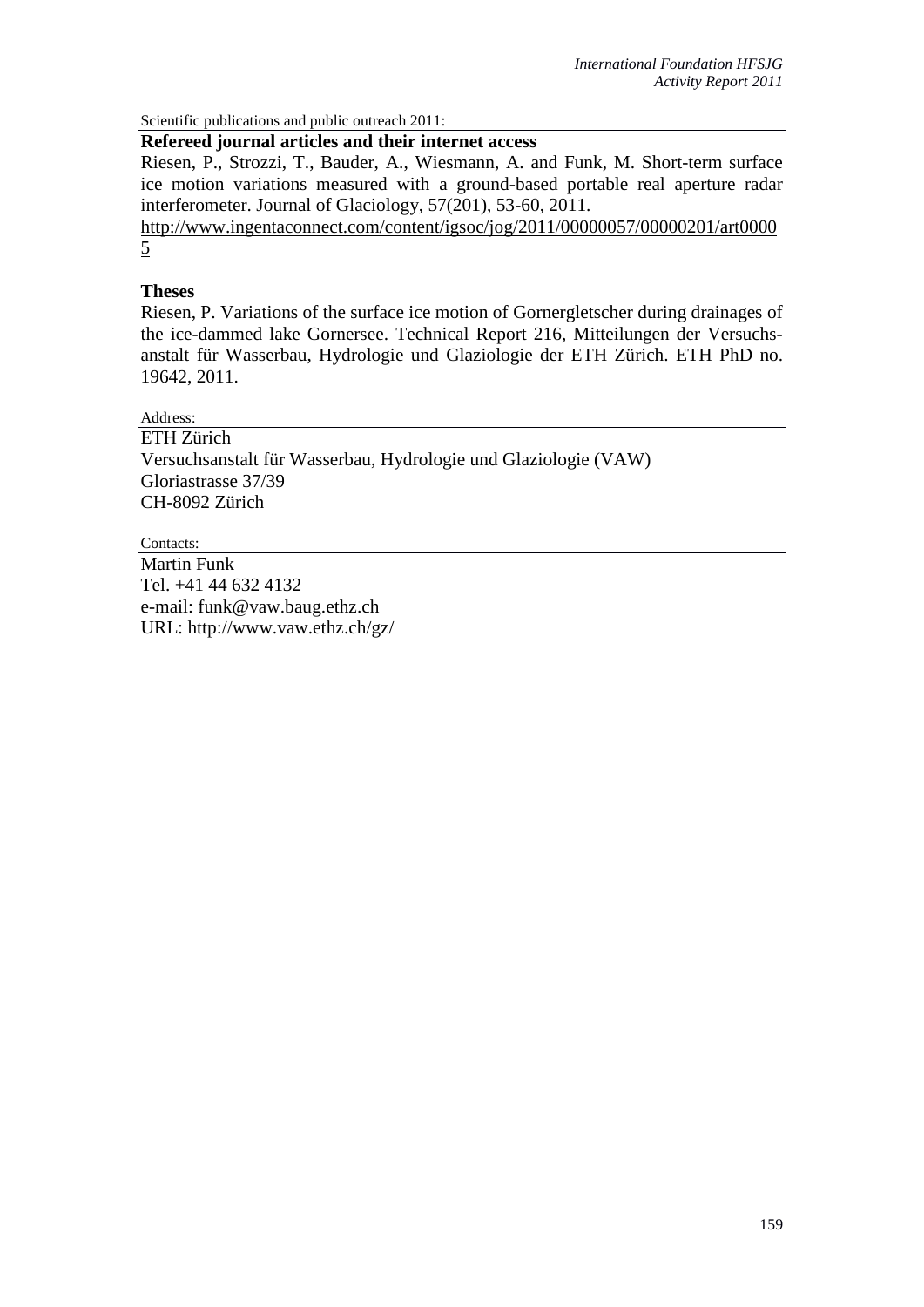Scientific publications and public outreach 2011:

**Refereed journal articles and their internet access**

Riesen, P., Strozzi, T., Bauder, A., Wiesmann, A. and Funk, M. Short-term surface ice motion variations measured with a ground-based portable real aperture radar interferometer. Journal of Glaciology, 57(201), 53-60, 2011.
http://www.ingentaconnect.com/content/igsoc/jog/2011/00000057/00000201/art00005

**Theses**

Riesen, P. Variations of the surface ice motion of Gornergletscher during drainages of the ice-dammed lake Gornersee. Technical Report 216, Mitteilungen der Versuchsanstalt für Wasserbau, Hydrologie und Glaziologie der ETH Zürich. ETH PhD no. 19642, 2011.

Address:

ETH Zürich
Versuchsanstalt für Wasserbau, Hydrologie und Glaziologie (VAW)
Gloriastrasse 37/39
CH-8092 Zürich

Contacts:

Martin Funk
Tel. +41 44 632 4132
e-mail: funk@vaw.baug.ethz.ch
URL: http://www.vaw.ethz.ch/gz/